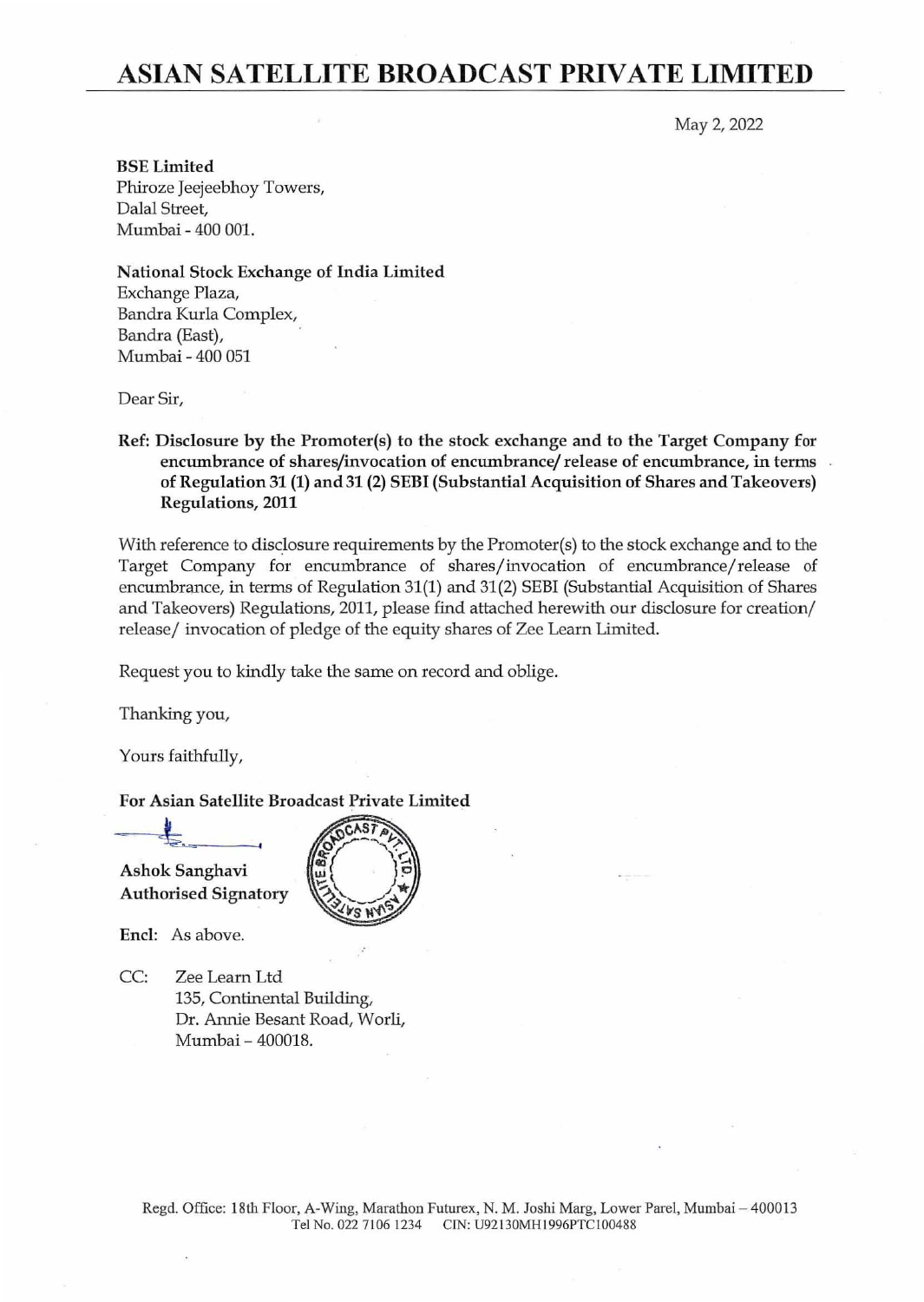# ASIAN SATELLITE BROADCAST PRIVATE LIMITED

May 2, 2022

**BSE Limited**
Phiroze Jeejeebhoy Towers,
Dalal Street,
Mumbai - 400 001.

**National Stock Exchange of India Limited**
Exchange Plaza,
Bandra Kurla Complex,
Bandra (East),
Mumbai - 400 051

Dear Sir,

**Ref: Disclosure by the Promoter(s) to the stock exchange and to the Target Company for encumbrance of shares/invocation of encumbrance/ release of encumbrance, in terms of Regulation 31 (1) and 31 (2) SEBI (Substantial Acquisition of Shares and Takeovers) Regulations, 2011**

With reference to disclosure requirements by the Promoter(s) to the stock exchange and to the Target Company for encumbrance of shares/invocation of encumbrance/release of encumbrance, in terms of Regulation 31(1) and 31(2) SEBI (Substantial Acquisition of Shares and Takeovers) Regulations, 2011, please find attached herewith our disclosure for creation/ release/ invocation of pledge of the equity shares of Zee Learn Limited.

Request you to kindly take the same on record and oblige.

Thanking you,

Yours faithfully,

**For Asian Satellite Broadcast Private Limited**

**Ashok Sanghavi**
**Authorised Signatory**

**Encl:** As above.

CC: Zee Learn Ltd
135, Continental Building,
Dr. Annie Besant Road, Worli,
Mumbai – 400018.

Regd. Office: 18th Floor, A-Wing, Marathon Futurex, N. M. Joshi Marg, Lower Parel, Mumbai – 400013
Tel No. 022 7106 1234 CIN: U92130MH1996PTC100488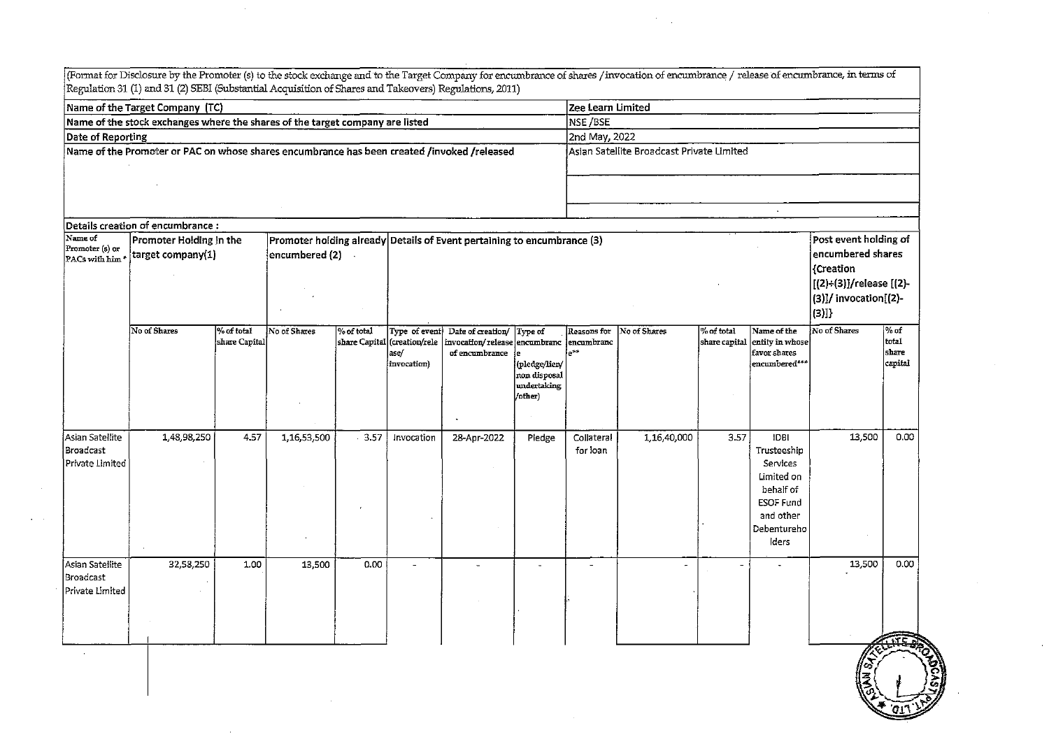(Format for Disclosure by the Promoter (s) to the stock exchange and to the Target Company for encumbrance of shares / invocation of encumbrance / release of encumbrance, in terms of Regulation 31 (1) and 31 (2) SEBI (Substantial Acquisition of Shares and Takeovers) Regulations, 2011)

| | |
|---|---|
| Name of the Target Company (TC) | Zee Learn Limited |
| Name of the stock exchanges where the shares of the target company are listed | NSE /BSE |
| Date of Reporting | 2nd May, 2022 |
| Name of the Promoter or PAC on whose shares encumbrance has been created /invoked /released | Asian Satellite Broadcast Private Limited |

Details creation of encumbrance :

| Name of Promoter (s) or PACs with him * | Promoter Holding in the target company(1) | | Promoter holding already encumbered (2) | | Details of Event pertaining to encumbrance (3) | | | | | | | Post event holding of encumbered shares {Creation [(2)+(3)]/release [(2)-(3)]/ invocation[(2)-(3)]} | |
|---|---|---|---|---|---|---|---|---|---|---|---|---|---|
| | No of Shares | % of total share Capital | No of Shares | % of total share Capital | Type of event (creation/release/ invocation) | Date of creation/ invocation/ release of encumbrance | Type of encumbrance (pledge/lien/ non disposal undertaking /other) | Reasons for encumbrance** | No of Shares | % of total share capital | Name of the entity in whose favor shares encumbered*** | No of Shares | % of total share capital |
| Asian Satellite Broadcast Private Limited | 1,48,98,250 | 4.57 | 1,16,53,500 | 3.57 | Invocation | 28-Apr-2022 | Pledge | Collateral for loan | 1,16,40,000 | 3.57 | IDBI Trusteeship Services Limited on behalf of ESOF Fund and other Debentureholders | 13,500 | 0.00 |
| Asian Satellite Broadcast Private Limited | 32,58,250 | 1.00 | 13,500 | 0.00 | - | - | - | - | - | - | - | 13,500 | 0.00 |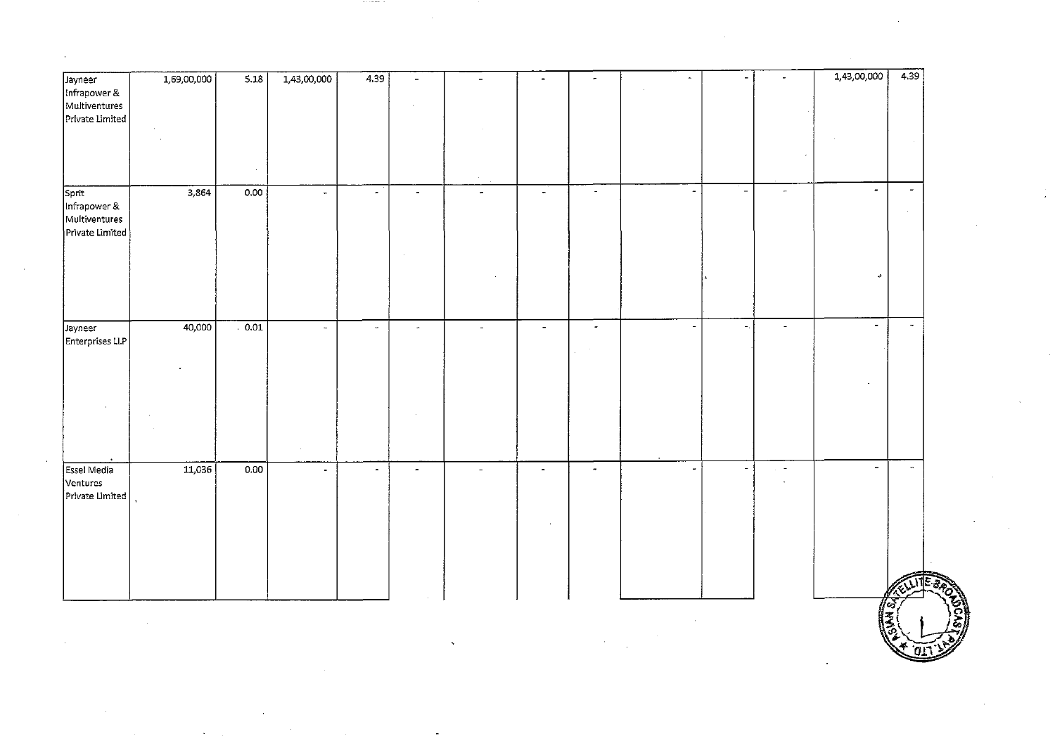| | | | | | | | | | | | | | | |
|---|---|---|---|---|---|---|---|---|---|---|---|---|---|---|
| Jayneer Infrapower & Multiventures Private Limited | 1,69,00,000 | 5.18 | 1,43,00,000 | 4.39 | - | - | - | - | - | - | - | 1,43,00,000 | 4.39 |
| Sprit Infrapower & Multiventures Private Limited | 3,864 | 0.00 | - | - | - | - | - | - | - | - | - | - | - |
| Jayneer Enterprises LLP | 40,000 | 0.01 | - | - | - | - | - | - | - | - | - | - | - |
| Essel Media Ventures Private Limited | 11,036 | 0.00 | - | - | - | - | - | - | - | - | - | - | - |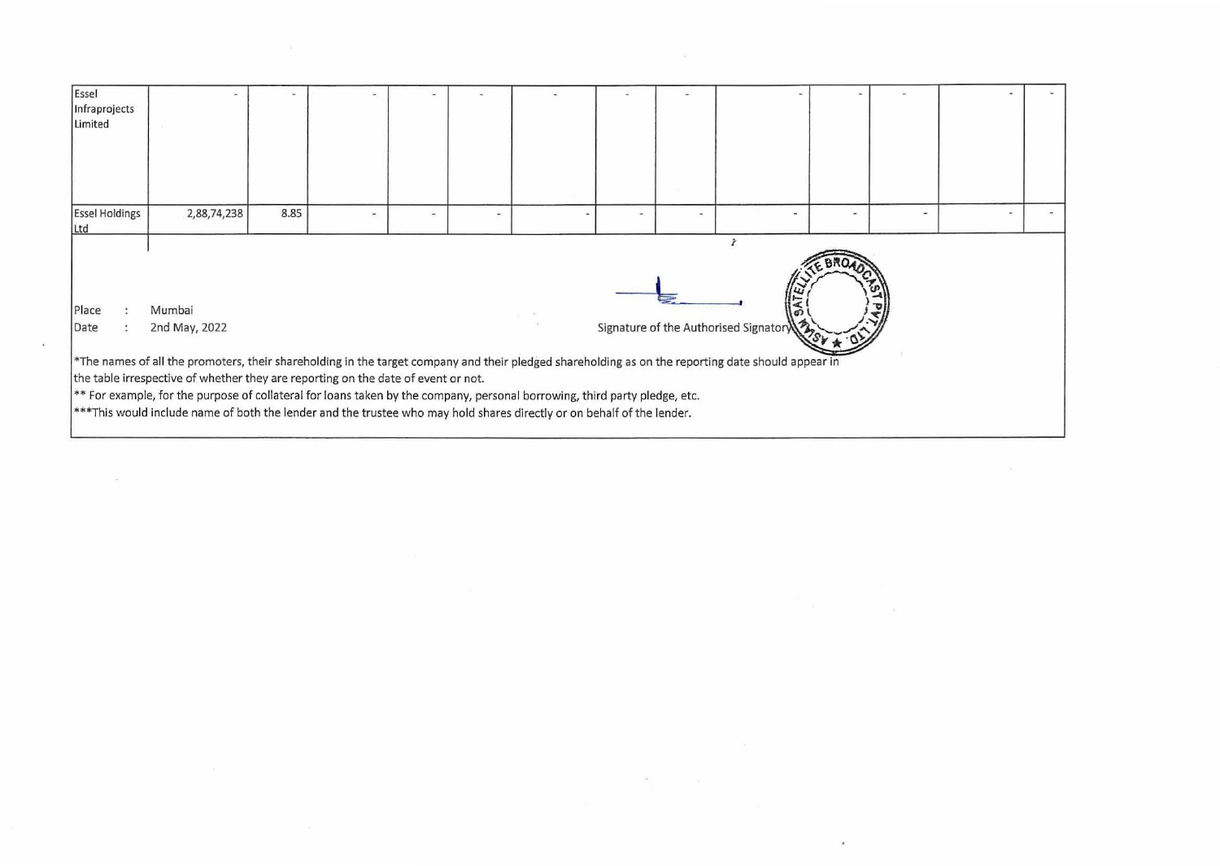| | | | | | | | | | | | | | | |
|---|---|---|---|---|---|---|---|---|---|---|---|---|---|---|
| Essel Infraprojects Limited | - | - | - | - | - | - | - | - | - | - | - | - | - | - |
| Essel Holdings Ltd | 2,88,74,238 | 8.85 | - | - | - | - | - | - | - | - | - | - | - | - |

Place : Mumbai

Date : 2nd May, 2022

Signature of the Authorised Signatory

*The names of all the promoters, their shareholding in the target company and their pledged shareholding as on the reporting date should appear in the table irrespective of whether they are reporting on the date of event or not.

** For example, for the purpose of collateral for loans taken by the company, personal borrowing, third party pledge, etc.

***This would include name of both the lender and the trustee who may hold shares directly or on behalf of the lender.